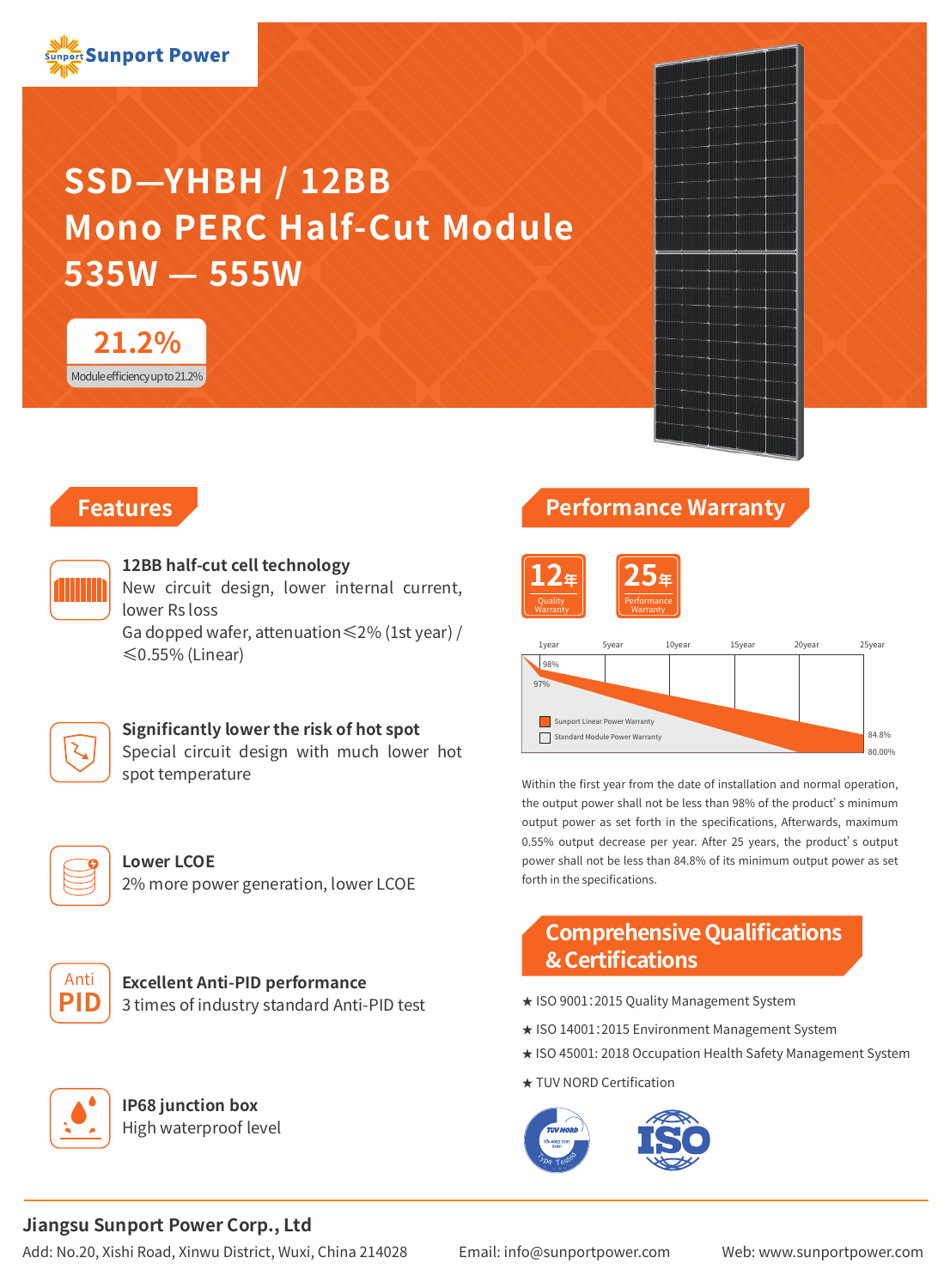Sunport Power

# SSD—YHBH / 12BB Mono PERC Half-Cut Module 535W — 555W

**21.2%**

Module efficiency up to 21.2%

## Features

**12BB half-cut cell technology**

New circuit design, lower internal current, lower Rs loss

Ga dopped wafer, attenuation≤2% (1st year) / ≤0.55% (Linear)

**Significantly lower the risk of hot spot**

Special circuit design with much lower hot spot temperature

**Lower LCOE**

2% more power generation, lower LCOE

**Excellent Anti-PID performance**

3 times of industry standard Anti-PID test

**IP68 junction box**

High waterproof level

## Performance Warranty

12年 Quality Warranty

25年 Performance Warranty

1year 5year 10year 15year 20year 25year

98% 97% 84.8% 80.00%

Sunport Linear Power Warranty

Standard Module Power Warranty

Within the first year from the date of installation and normal operation, the output power shall not be less than 98% of the product's minimum output power as set forth in the specifications, Afterwards, maximum 0.55% output decrease per year. After 25 years, the product's output power shall not be less than 84.8% of its minimum output power as set forth in the specifications.

## Comprehensive Qualifications & Certifications

★ ISO 9001:2015 Quality Management System

★ ISO 14001:2015 Environment Management System

★ ISO 45001: 2018 Occupation Health Safety Management System

★ TUV NORD Certification

**Jiangsu Sunport Power Corp., Ltd**

Add: No.20, Xishi Road, Xinwu District, Wuxi, China 214028 Email: info@sunportpower.com Web: www.sunportpower.com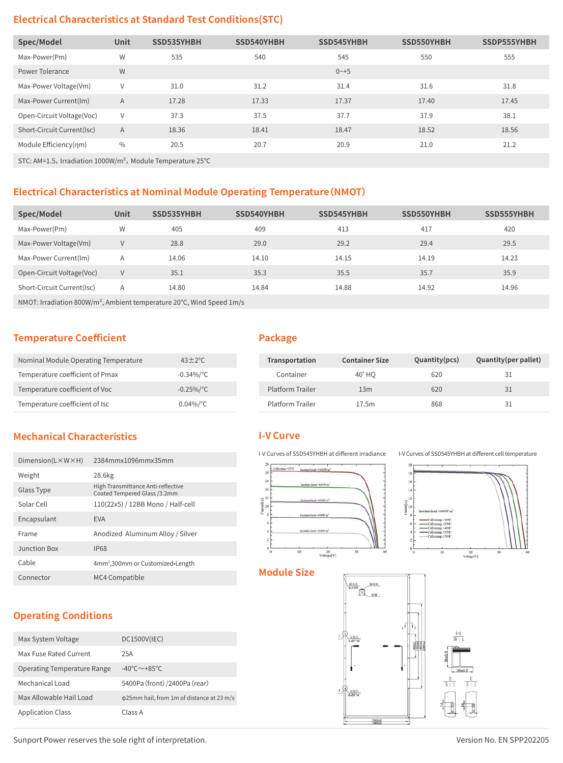## Electrical Characteristics at Standard Test Conditions(STC)

| Spec/Model | Unit | SSD535YHBH | SSD540YHBH | SSD545YHBH | SSD550YHBH | SSDP555YHBH |
|---|---|---|---|---|---|---|
| Max-Power(Pm) | W | 535 | 540 | 545 | 550 | 555 |
| Power Tolerance | W | | | 0~+5 | | |
| Max-Power Voltage(Vm) | V | 31.0 | 31.2 | 31.4 | 31.6 | 31.8 |
| Max-Power Current(Im) | A | 17.28 | 17.33 | 17.37 | 17.40 | 17.45 |
| Open-Circuit Voltage(Voc) | V | 37.3 | 37.5 | 37.7 | 37.9 | 38.1 |
| Short-Circuit Current(Isc) | A | 18.36 | 18.41 | 18.47 | 18.52 | 18.56 |
| Module Efficiency(ηm) | % | 20.5 | 20.7 | 20.9 | 21.0 | 21.2 |
| STC: AM=1.5，Irradiation 1000W/m²，Module Temperature 25°C | | | | | | |

## Electrical Characteristics at Nominal Module Operating Temperature (NMOT)

| Spec/Model | Unit | SSD535YHBH | SSD540YHBH | SSD545YHBH | SSD550YHBH | SSD555YHBH |
|---|---|---|---|---|---|---|
| Max-Power(Pm) | W | 405 | 409 | 413 | 417 | 420 |
| Max-Power Voltage(Vm) | V | 28.8 | 29.0 | 29.2 | 29.4 | 29.5 |
| Max-Power Current(Im) | A | 14.06 | 14.10 | 14.15 | 14.19 | 14.23 |
| Open-Circuit Voltage(Voc) | V | 35.1 | 35.3 | 35.5 | 35.7 | 35.9 |
| Short-Circuit Current(Isc) | A | 14.80 | 14.84 | 14.88 | 14.92 | 14.96 |
| NMOT: Irradiation 800W/m², Ambient temperature 20°C, Wind Speed 1m/s | | | | | | |

## Temperature Coefficient

| | |
|---|---|
| Nominal Module Operating Temperature | 43±2°C |
| Temperature coefficient of Pmax | -0.34%/°C |
| Temperature coefficient of Voc | -0.25%/°C |
| Temperature coefficient of Isc | 0.04%/°C |

## Package

| Transportation | Container Size | Quantity(pcs) | Quantity(per pallet) |
|---|---|---|---|
| Container | 40' HQ | 620 | 31 |
| Platform Trailer | 13m | 620 | 31 |
| Platform Trailer | 17.5m | 868 | 31 |

## Mechanical Characteristics

| | |
|---|---|
| Dimension(L×W×H) | 2384mmx1096mmx35mm |
| Weight | 28.6kg |
| Glass Type | High Transmittance Anti-reflective Coated Tempered Glass /3.2mm |
| Solar Cell | 110(22x5) / 12BB Mono / Half-cell |
| Encapsulant | EVA |
| Frame | Anodized Aluminum Alloy / Silver |
| Junction Box | IP68 |
| Cable | 4mm²,300mm or Customized•Length |
| Connector | MC4 Compatible |

## I-V Curve

I-V Curves of SSD545YHBH at different irradiance

I-V Curves of SSD545YHBH at different cell temperature

## Module Size

## Operating Conditions

| | |
|---|---|
| Max System Voltage | DC1500V(IEC) |
| Max Fuse Rated Current | 25A |
| Operating Temperature Range | -40°C～+85°C |
| Mechanical Load | 5400Pa (front) /2400Pa (rear) |
| Max Allowable Hail Load | φ25mm hail, from 1m of distance at 23 m/s |
| Application Class | Class A |

Sunport Power reserves the sole right of interpretation.

Version No. EN SPP202205